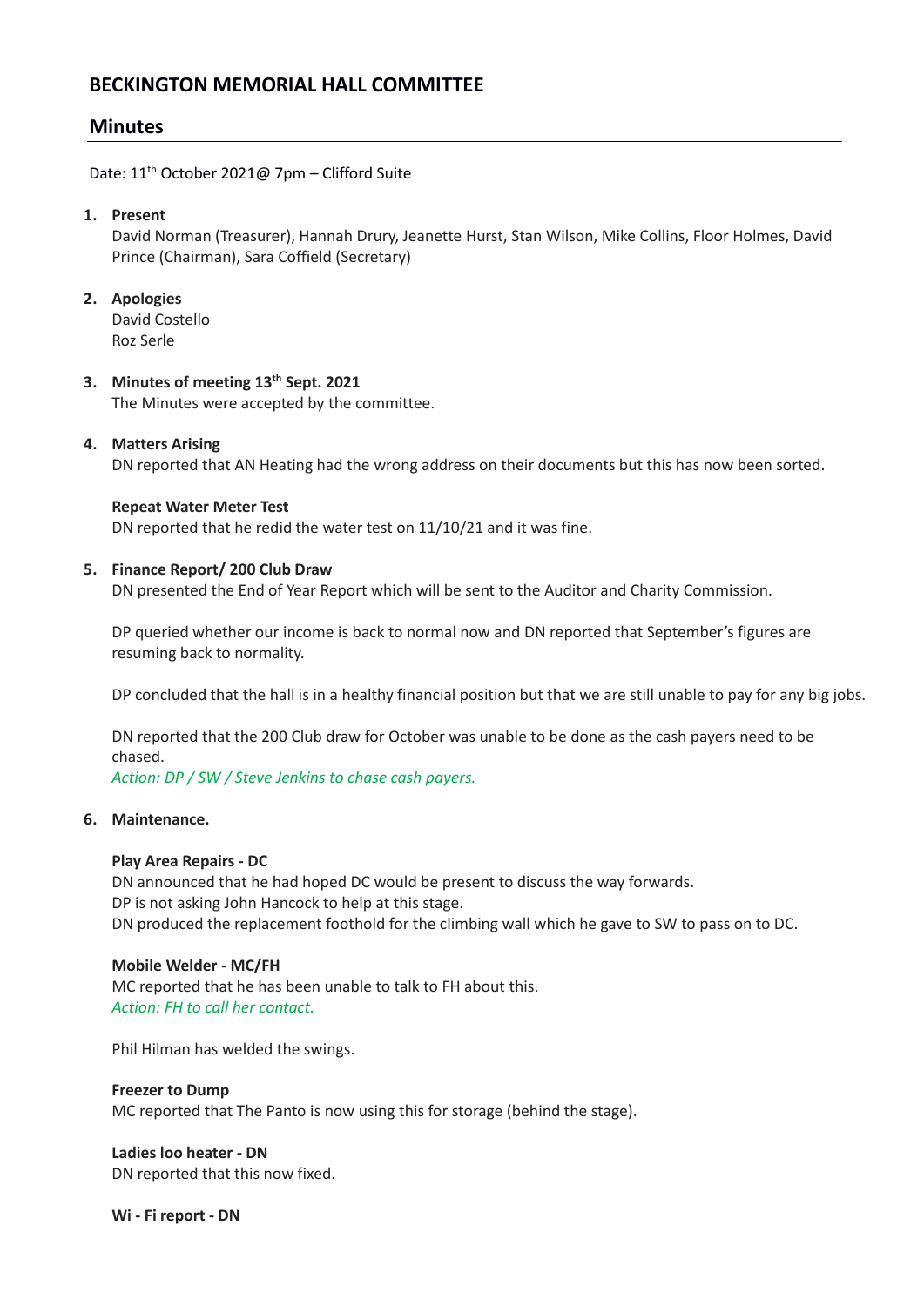# BECKINGTON MEMORIAL HALL COMMITTEE

## Minutes

Date: 11th October 2021@ 7pm – Clifford Suite

1. **Present**
   David Norman (Treasurer), Hannah Drury, Jeanette Hurst, Stan Wilson, Mike Collins, Floor Holmes, David Prince (Chairman), Sara Coffield (Secretary)

2. **Apologies**
   David Costello
   Roz Serle

3. **Minutes of meeting 13th Sept. 2021**
   The Minutes were accepted by the committee.

4. **Matters Arising**
   DN reported that AN Heating had the wrong address on their documents but this has now been sorted.

   **Repeat Water Meter Test**
   DN reported that he redid the water test on 11/10/21 and it was fine.

5. **Finance Report/ 200 Club Draw**
   DN presented the End of Year Report which will be sent to the Auditor and Charity Commission.

   DP queried whether our income is back to normal now and DN reported that September's figures are resuming back to normality.

   DP concluded that the hall is in a healthy financial position but that we are still unable to pay for any big jobs.

   DN reported that the 200 Club draw for October was unable to be done as the cash payers need to be chased.
   *Action: DP / SW / Steve Jenkins to chase cash payers.*

6. **Maintenance.**

   **Play Area Repairs - DC**
   DN announced that he had hoped DC would be present to discuss the way forwards.
   DP is not asking John Hancock to help at this stage.
   DN produced the replacement foothold for the climbing wall which he gave to SW to pass on to DC.

   **Mobile Welder - MC/FH**
   MC reported that he has been unable to talk to FH about this.
   *Action: FH to call her contact.*

   Phil Hilman has welded the swings.

   **Freezer to Dump**
   MC reported that The Panto is now using this for storage (behind the stage).

   **Ladies loo heater - DN**
   DN reported that this now fixed.

   **Wi - Fi report - DN**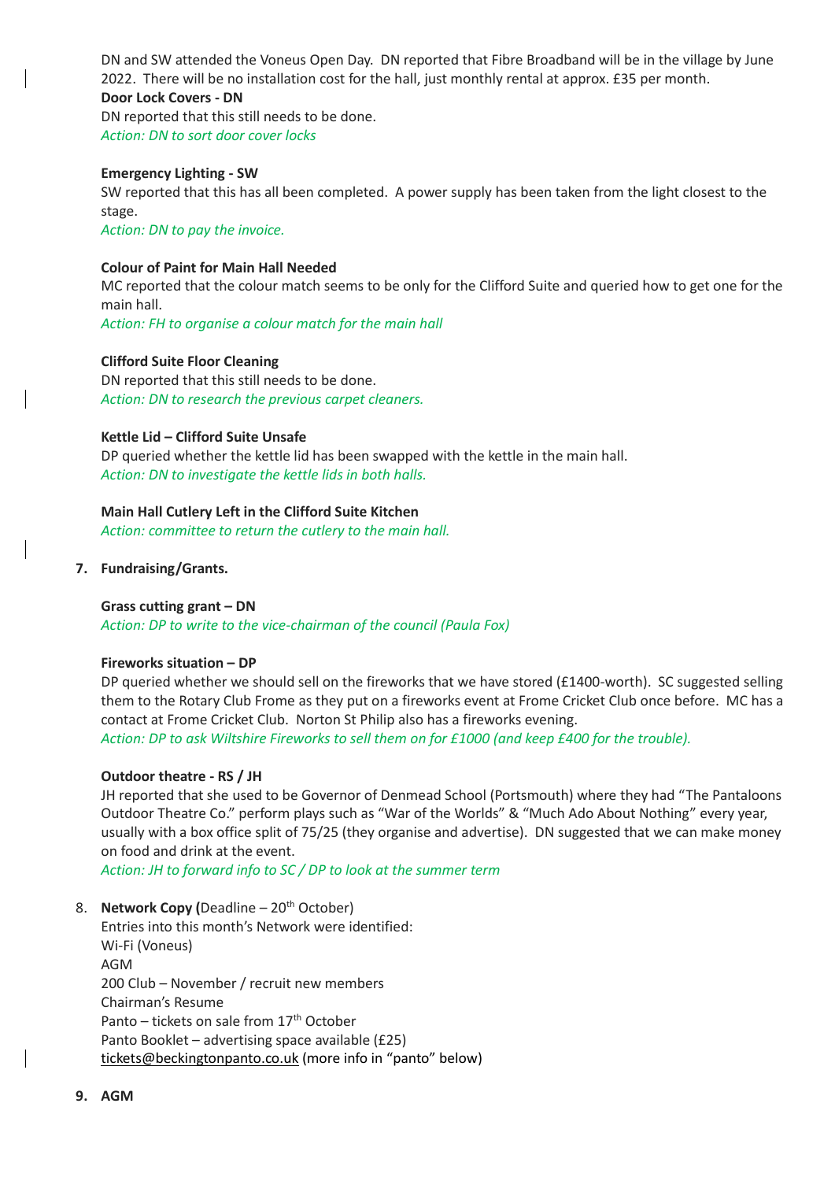DN and SW attended the Voneus Open Day. DN reported that Fibre Broadband will be in the village by June 2022. There will be no installation cost for the hall, just monthly rental at approx. £35 per month.

**Door Lock Covers - DN**

DN reported that this still needs to be done.

*Action: DN to sort door cover locks*

**Emergency Lighting - SW**

SW reported that this has all been completed. A power supply has been taken from the light closest to the stage.

*Action: DN to pay the invoice.*

**Colour of Paint for Main Hall Needed**

MC reported that the colour match seems to be only for the Clifford Suite and queried how to get one for the main hall.

*Action: FH to organise a colour match for the main hall*

**Clifford Suite Floor Cleaning**

DN reported that this still needs to be done.

*Action: DN to research the previous carpet cleaners.*

**Kettle Lid – Clifford Suite Unsafe**

DP queried whether the kettle lid has been swapped with the kettle in the main hall.

*Action: DN to investigate the kettle lids in both halls.*

**Main Hall Cutlery Left in the Clifford Suite Kitchen**

*Action: committee to return the cutlery to the main hall.*

7. **Fundraising/Grants.**

**Grass cutting grant – DN**

*Action: DP to write to the vice-chairman of the council (Paula Fox)*

**Fireworks situation – DP**

DP queried whether we should sell on the fireworks that we have stored (£1400-worth). SC suggested selling them to the Rotary Club Frome as they put on a fireworks event at Frome Cricket Club once before. MC has a contact at Frome Cricket Club. Norton St Philip also has a fireworks evening.

*Action: DP to ask Wiltshire Fireworks to sell them on for £1000 (and keep £400 for the trouble).*

**Outdoor theatre - RS / JH**

JH reported that she used to be Governor of Denmead School (Portsmouth) where they had "The Pantaloons Outdoor Theatre Co." perform plays such as "War of the Worlds" & "Much Ado About Nothing" every year, usually with a box office split of 75/25 (they organise and advertise). DN suggested that we can make money on food and drink at the event.

*Action: JH to forward info to SC / DP to look at the summer term*

8. **Network Copy (**Deadline – 20th October)

Entries into this month's Network were identified:
Wi-Fi (Voneus)
AGM
200 Club – November / recruit new members
Chairman's Resume
Panto – tickets on sale from 17th October
Panto Booklet – advertising space available (£25)
tickets@beckingtonpanto.co.uk (more info in "panto" below)

9. **AGM**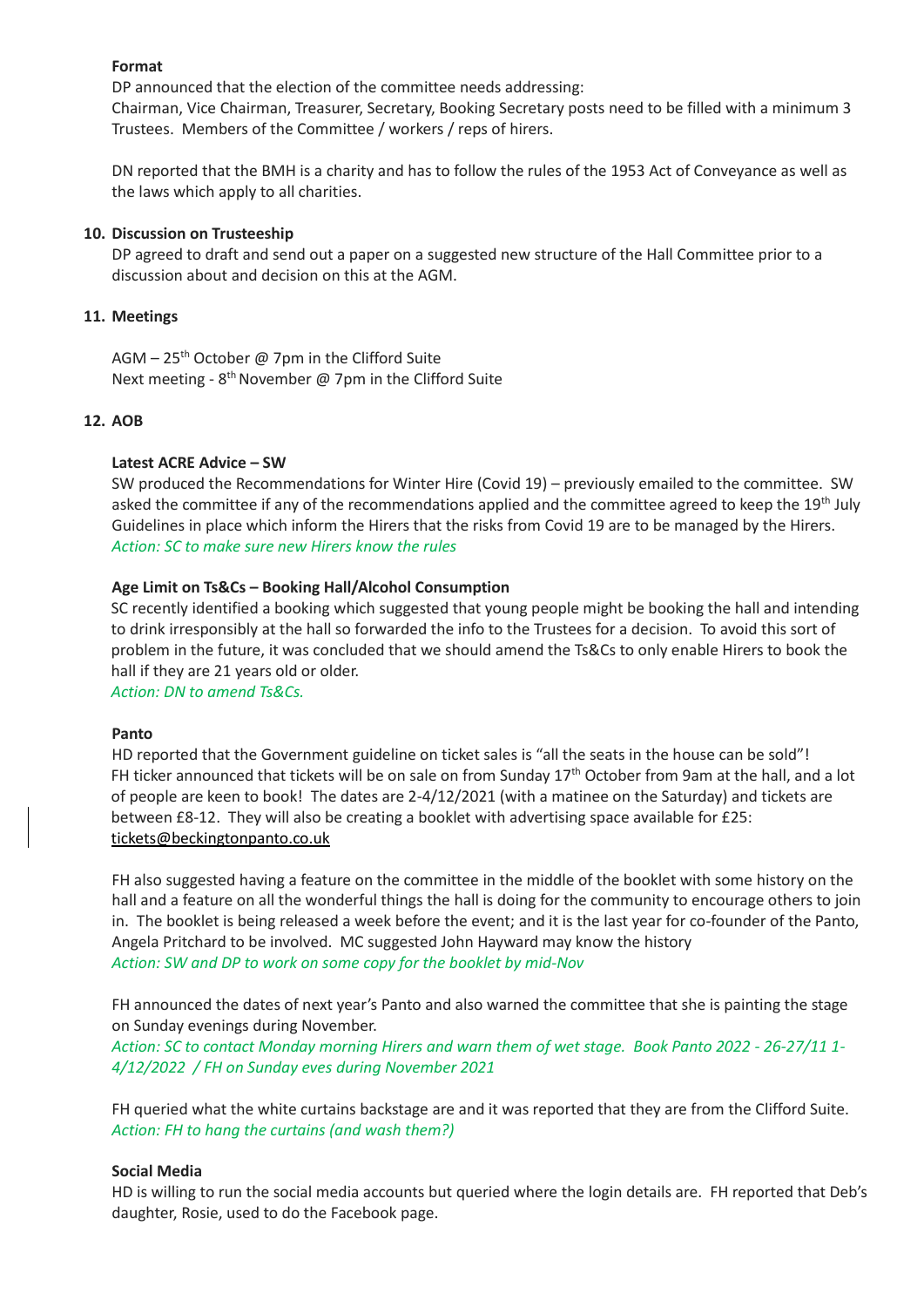**Format**

DP announced that the election of the committee needs addressing:
Chairman, Vice Chairman, Treasurer, Secretary, Booking Secretary posts need to be filled with a minimum 3 Trustees. Members of the Committee / workers / reps of hirers.

DN reported that the BMH is a charity and has to follow the rules of the 1953 Act of Conveyance as well as the laws which apply to all charities.

**10. Discussion on Trusteeship**

DP agreed to draft and send out a paper on a suggested new structure of the Hall Committee prior to a discussion about and decision on this at the AGM.

**11. Meetings**

AGM – 25th October @ 7pm in the Clifford Suite
Next meeting - 8th November @ 7pm in the Clifford Suite

**12. AOB**

**Latest ACRE Advice – SW**

SW produced the Recommendations for Winter Hire (Covid 19) – previously emailed to the committee. SW asked the committee if any of the recommendations applied and the committee agreed to keep the 19th July Guidelines in place which inform the Hirers that the risks from Covid 19 are to be managed by the Hirers.
*Action: SC to make sure new Hirers know the rules*

**Age Limit on Ts&Cs – Booking Hall/Alcohol Consumption**

SC recently identified a booking which suggested that young people might be booking the hall and intending to drink irresponsibly at the hall so forwarded the info to the Trustees for a decision. To avoid this sort of problem in the future, it was concluded that we should amend the Ts&Cs to only enable Hirers to book the hall if they are 21 years old or older.
*Action: DN to amend Ts&Cs.*

**Panto**

HD reported that the Government guideline on ticket sales is "all the seats in the house can be sold"!
FH ticker announced that tickets will be on sale on from Sunday 17th October from 9am at the hall, and a lot of people are keen to book! The dates are 2-4/12/2021 (with a matinee on the Saturday) and tickets are between £8-12. They will also be creating a booklet with advertising space available for £25:
tickets@beckingtonpanto.co.uk

FH also suggested having a feature on the committee in the middle of the booklet with some history on the hall and a feature on all the wonderful things the hall is doing for the community to encourage others to join in. The booklet is being released a week before the event; and it is the last year for co-founder of the Panto, Angela Pritchard to be involved. MC suggested John Hayward may know the history
*Action: SW and DP to work on some copy for the booklet by mid-Nov*

FH announced the dates of next year's Panto and also warned the committee that she is painting the stage on Sunday evenings during November.
*Action: SC to contact Monday morning Hirers and warn them of wet stage. Book Panto 2022 - 26-27/11 1-4/12/2022 / FH on Sunday eves during November 2021*

FH queried what the white curtains backstage are and it was reported that they are from the Clifford Suite.
*Action: FH to hang the curtains (and wash them?)*

**Social Media**

HD is willing to run the social media accounts but queried where the login details are. FH reported that Deb's daughter, Rosie, used to do the Facebook page.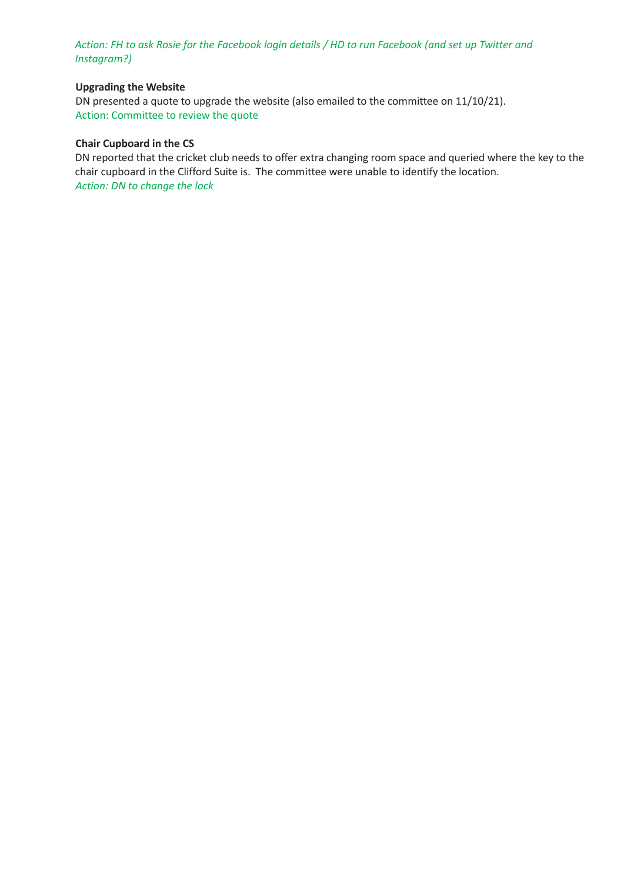*Action: FH to ask Rosie for the Facebook login details / HD to run Facebook (and set up Twitter and Instagram?)*

**Upgrading the Website**

DN presented a quote to upgrade the website (also emailed to the committee on 11/10/21).

Action: Committee to review the quote

**Chair Cupboard in the CS**

DN reported that the cricket club needs to offer extra changing room space and queried where the key to the chair cupboard in the Clifford Suite is. The committee were unable to identify the location.

*Action: DN to change the lock*